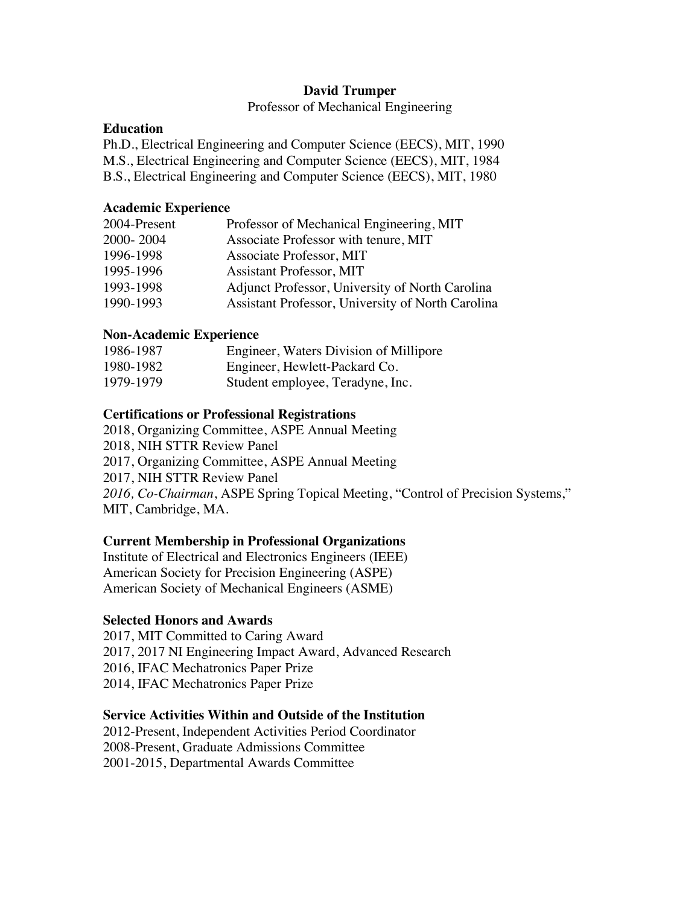**David Trumper**

Professor of Mechanical Engineering

**Education**

Ph.D., Electrical Engineering and Computer Science (EECS), MIT, 1990
M.S., Electrical Engineering and Computer Science (EECS), MIT, 1984
B.S., Electrical Engineering and Computer Science (EECS), MIT, 1980

**Academic Experience**

| | |
|---|---|
| 2004-Present | Professor of Mechanical Engineering, MIT |
| 2000- 2004 | Associate Professor with tenure, MIT |
| 1996-1998 | Associate Professor, MIT |
| 1995-1996 | Assistant Professor, MIT |
| 1993-1998 | Adjunct Professor, University of North Carolina |
| 1990-1993 | Assistant Professor, University of North Carolina |

**Non-Academic Experience**

| | |
|---|---|
| 1986-1987 | Engineer, Waters Division of Millipore |
| 1980-1982 | Engineer, Hewlett-Packard Co. |
| 1979-1979 | Student employee, Teradyne, Inc. |

**Certifications or Professional Registrations**

2018, Organizing Committee, ASPE Annual Meeting
2018, NIH STTR Review Panel
2017, Organizing Committee, ASPE Annual Meeting
2017, NIH STTR Review Panel
*2016, Co-Chairman*, ASPE Spring Topical Meeting, "Control of Precision Systems," MIT, Cambridge, MA.

**Current Membership in Professional Organizations**

Institute of Electrical and Electronics Engineers (IEEE)
American Society for Precision Engineering (ASPE)
American Society of Mechanical Engineers (ASME)

**Selected Honors and Awards**

2017, MIT Committed to Caring Award
2017, 2017 NI Engineering Impact Award, Advanced Research
2016, IFAC Mechatronics Paper Prize
2014, IFAC Mechatronics Paper Prize

**Service Activities Within and Outside of the Institution**

2012-Present, Independent Activities Period Coordinator
2008-Present, Graduate Admissions Committee
2001-2015, Departmental Awards Committee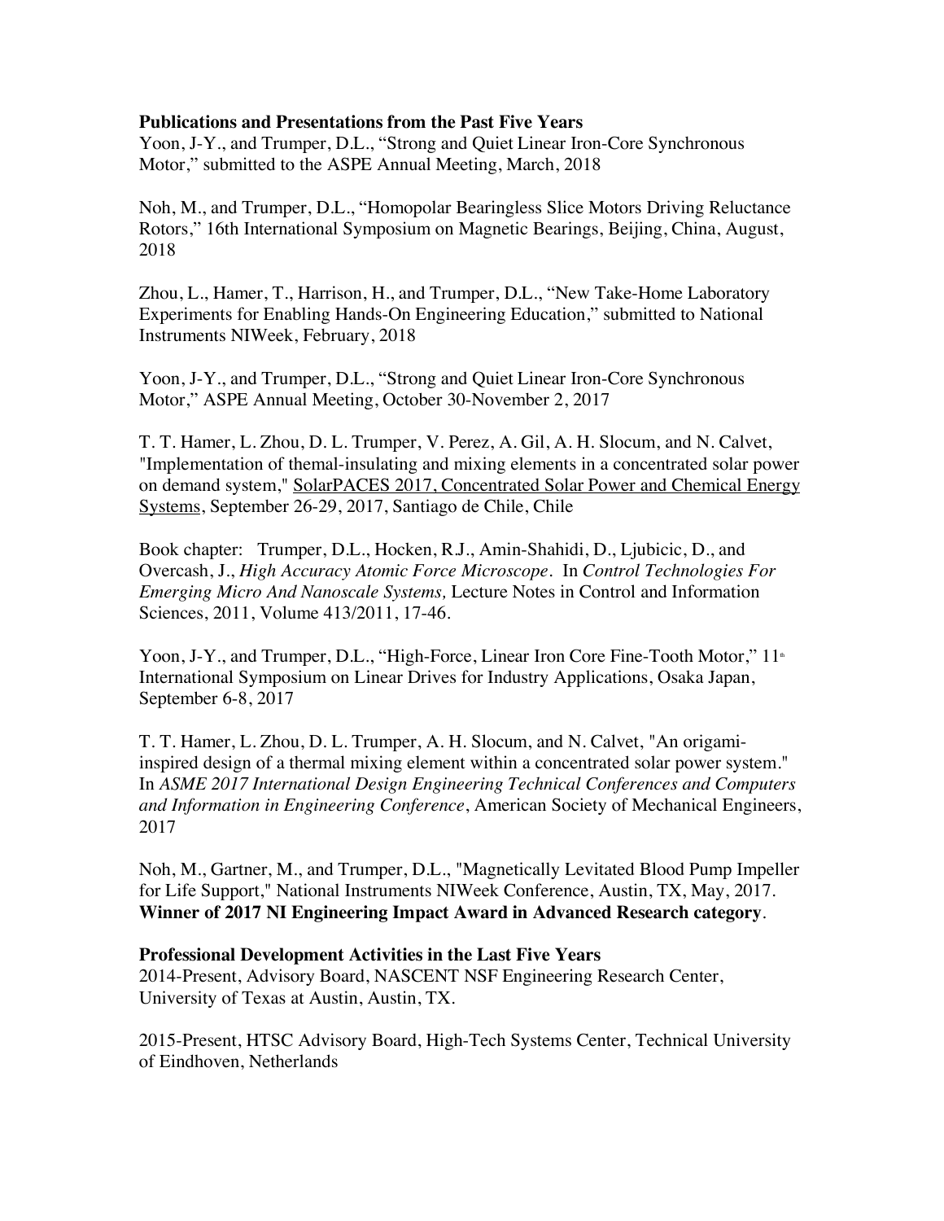**Publications and Presentations from the Past Five Years**

Yoon, J-Y., and Trumper, D.L., "Strong and Quiet Linear Iron-Core Synchronous Motor," submitted to the ASPE Annual Meeting, March, 2018

Noh, M., and Trumper, D.L., "Homopolar Bearingless Slice Motors Driving Reluctance Rotors," 16th International Symposium on Magnetic Bearings, Beijing, China, August, 2018

Zhou, L., Hamer, T., Harrison, H., and Trumper, D.L., "New Take-Home Laboratory Experiments for Enabling Hands-On Engineering Education," submitted to National Instruments NIWeek, February, 2018

Yoon, J-Y., and Trumper, D.L., "Strong and Quiet Linear Iron-Core Synchronous Motor," ASPE Annual Meeting, October 30-November 2, 2017

T. T. Hamer, L. Zhou, D. L. Trumper, V. Perez, A. Gil, A. H. Slocum, and N. Calvet, "Implementation of themal-insulating and mixing elements in a concentrated solar power on demand system," SolarPACES 2017, Concentrated Solar Power and Chemical Energy Systems, September 26-29, 2017, Santiago de Chile, Chile

Book chapter: Trumper, D.L., Hocken, R.J., Amin-Shahidi, D., Ljubicic, D., and Overcash, J., *High Accuracy Atomic Force Microscope*. In *Control Technologies For Emerging Micro And Nanoscale Systems,* Lecture Notes in Control and Information Sciences, 2011, Volume 413/2011, 17-46.

Yoon, J-Y., and Trumper, D.L., "High-Force, Linear Iron Core Fine-Tooth Motor," 11th International Symposium on Linear Drives for Industry Applications, Osaka Japan, September 6-8, 2017

T. T. Hamer, L. Zhou, D. L. Trumper, A. H. Slocum, and N. Calvet, "An origami-inspired design of a thermal mixing element within a concentrated solar power system." In *ASME 2017 International Design Engineering Technical Conferences and Computers and Information in Engineering Conference*, American Society of Mechanical Engineers, 2017

Noh, M., Gartner, M., and Trumper, D.L., "Magnetically Levitated Blood Pump Impeller for Life Support," National Instruments NIWeek Conference, Austin, TX, May, 2017. **Winner of 2017 NI Engineering Impact Award in Advanced Research category**.

**Professional Development Activities in the Last Five Years**

2014-Present, Advisory Board, NASCENT NSF Engineering Research Center, University of Texas at Austin, Austin, TX.

2015-Present, HTSC Advisory Board, High-Tech Systems Center, Technical University of Eindhoven, Netherlands